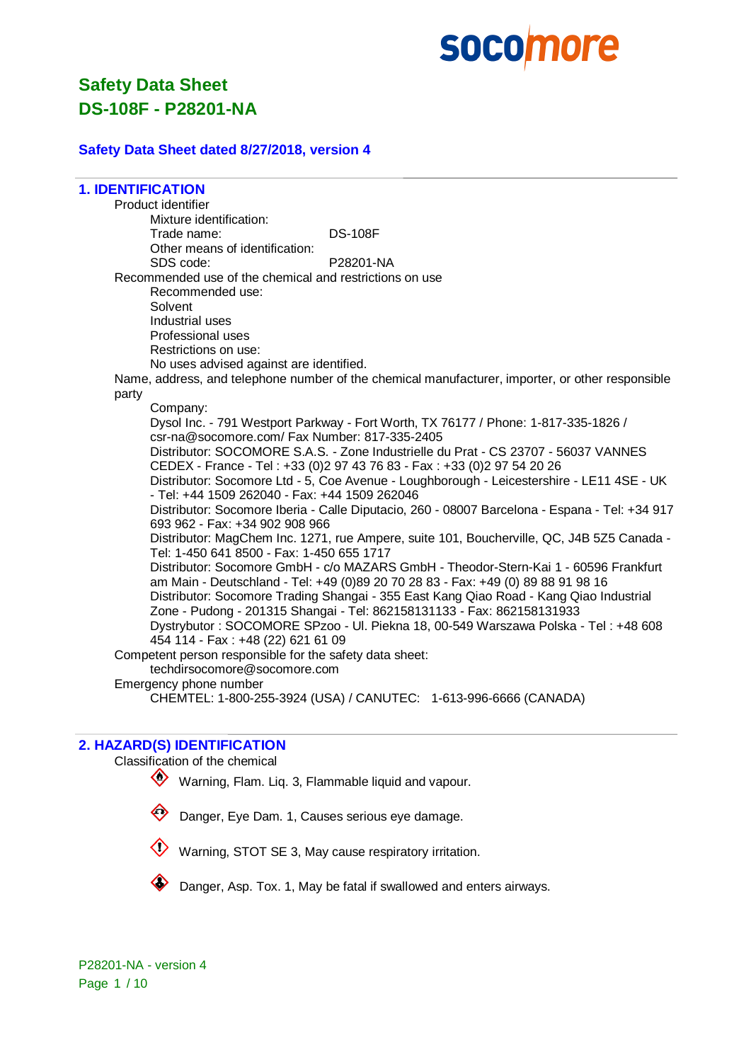socomore

# Safety Data Sheet
# DS-108F - P28201-NA

**Safety Data Sheet dated 8/27/2018, version 4**

## 1. IDENTIFICATION

Product identifier
- Mixture identification:
- Trade name: DS-108F
- Other means of identification:
- SDS code: P28201-NA

Recommended use of the chemical and restrictions on use
- Recommended use:
- Solvent
- Industrial uses
- Professional uses
- Restrictions on use:
- No uses advised against are identified.

Name, address, and telephone number of the chemical manufacturer, importer, or other responsible party
- Company:
- Dysol Inc. - 791 Westport Parkway - Fort Worth, TX 76177 / Phone: 1-817-335-1826 / csr-na@socomore.com/ Fax Number: 817-335-2405
- Distributor: SOCOMORE S.A.S. - Zone Industrielle du Prat - CS 23707 - 56037 VANNES CEDEX - France - Tel : +33 (0)2 97 43 76 83 - Fax : +33 (0)2 97 54 20 26
- Distributor: Socomore Ltd - 5, Coe Avenue - Loughborough - Leicestershire - LE11 4SE - UK - Tel: +44 1509 262040 - Fax: +44 1509 262046
- Distributor: Socomore Iberia - Calle Diputacio, 260 - 08007 Barcelona - Espana - Tel: +34 917 693 962 - Fax: +34 902 908 966
- Distributor: MagChem Inc. 1271, rue Ampere, suite 101, Boucherville, QC, J4B 5Z5 Canada - Tel: 1-450 641 8500 - Fax: 1-450 655 1717
- Distributor: Socomore GmbH - c/o MAZARS GmbH - Theodor-Stern-Kai 1 - 60596 Frankfurt am Main - Deutschland - Tel: +49 (0)89 20 70 28 83 - Fax: +49 (0) 89 88 91 98 16
- Distributor: Socomore Trading Shangai - 355 East Kang Qiao Road - Kang Qiao Industrial Zone - Pudong - 201315 Shangai - Tel: 862158131133 - Fax: 862158131933
- Dystrybutor : SOCOMORE SPzoo - Ul. Piekna 18, 00-549 Warszawa Polska - Tel : +48 608 454 114 - Fax : +48 (22) 621 61 09

Competent person responsible for the safety data sheet:
- techdirsocomore@socomore.com

Emergency phone number
- CHEMTEL: 1-800-255-3924 (USA) / CANUTEC: 1-613-996-6666 (CANADA)

## 2. HAZARD(S) IDENTIFICATION

Classification of the chemical
- Warning, Flam. Liq. 3, Flammable liquid and vapour.
- Danger, Eye Dam. 1, Causes serious eye damage.
- Warning, STOT SE 3, May cause respiratory irritation.
- Danger, Asp. Tox. 1, May be fatal if swallowed and enters airways.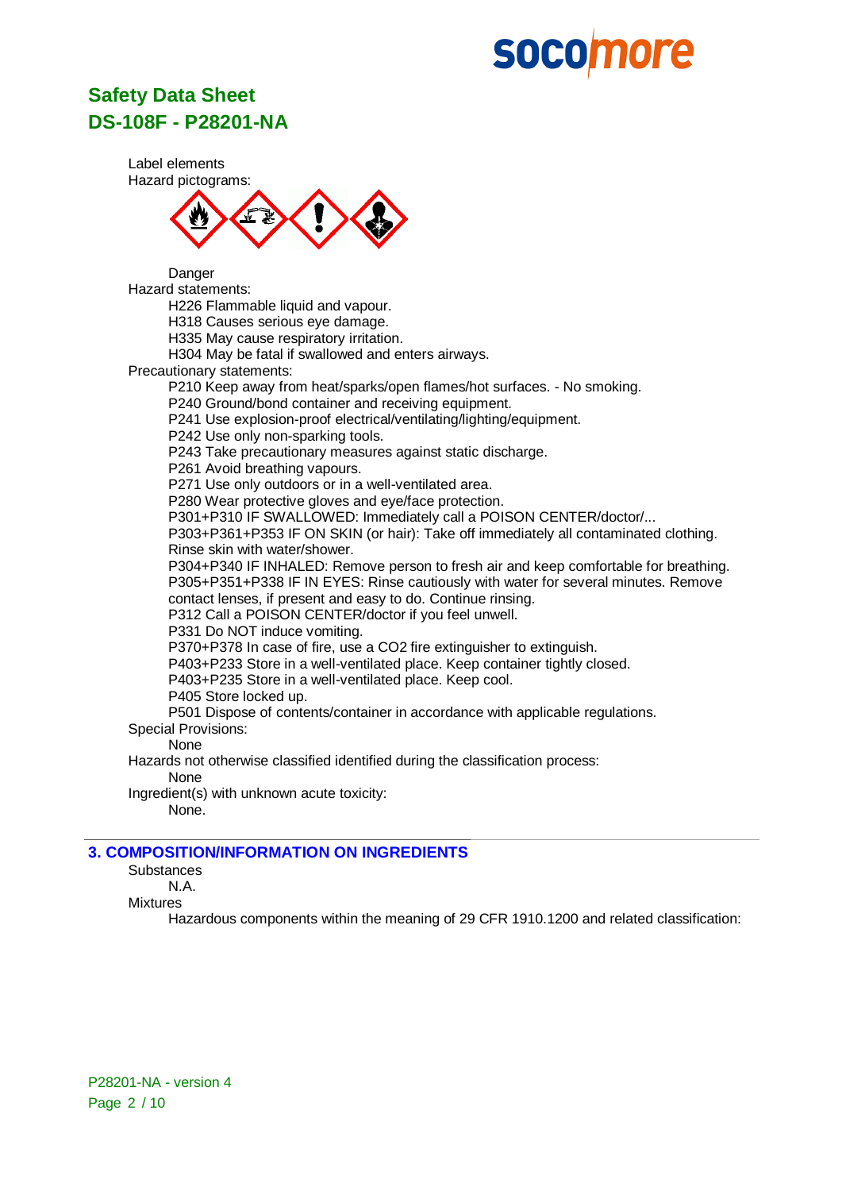Label elements

Hazard pictograms:

Danger

Hazard statements:

H226 Flammable liquid and vapour.
H318 Causes serious eye damage.
H335 May cause respiratory irritation.
H304 May be fatal if swallowed and enters airways.

Precautionary statements:

P210 Keep away from heat/sparks/open flames/hot surfaces. - No smoking.
P240 Ground/bond container and receiving equipment.
P241 Use explosion-proof electrical/ventilating/lighting/equipment.
P242 Use only non-sparking tools.
P243 Take precautionary measures against static discharge.
P261 Avoid breathing vapours.
P271 Use only outdoors or in a well-ventilated area.
P280 Wear protective gloves and eye/face protection.
P301+P310 IF SWALLOWED: Immediately call a POISON CENTER/doctor/...
P303+P361+P353 IF ON SKIN (or hair): Take off immediately all contaminated clothing. Rinse skin with water/shower.
P304+P340 IF INHALED: Remove person to fresh air and keep comfortable for breathing.
P305+P351+P338 IF IN EYES: Rinse cautiously with water for several minutes. Remove contact lenses, if present and easy to do. Continue rinsing.
P312 Call a POISON CENTER/doctor if you feel unwell.
P331 Do NOT induce vomiting.
P370+P378 In case of fire, use a $CO_2$ fire extinguisher to extinguish.
P403+P233 Store in a well-ventilated place. Keep container tightly closed.
P403+P235 Store in a well-ventilated place. Keep cool.
P405 Store locked up.
P501 Dispose of contents/container in accordance with applicable regulations.

Special Provisions:

None

Hazards not otherwise classified identified during the classification process:

None

Ingredient(s) with unknown acute toxicity:

None.

## 3. COMPOSITION/INFORMATION ON INGREDIENTS

Substances

N.A.

Mixtures

Hazardous components within the meaning of 29 CFR 1910.1200 and related classification: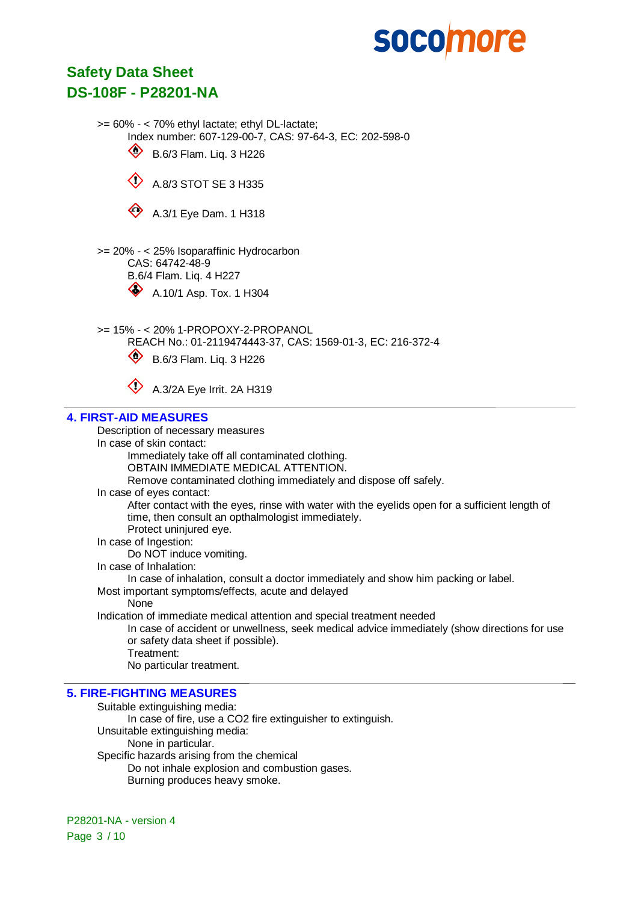>= 60% - < 70% ethyl lactate; ethyl DL-lactate;

Index number: 607-129-00-7, CAS: 97-64-3, EC: 202-598-0

B.6/3 Flam. Liq. 3 H226

A.8/3 STOT SE 3 H335

A.3/1 Eye Dam. 1 H318

>= 20% - < 25% Isoparaffinic Hydrocarbon

CAS: 64742-48-9

B.6/4 Flam. Liq. 4 H227

A.10/1 Asp. Tox. 1 H304

>= 15% - < 20% 1-PROPOXY-2-PROPANOL

REACH No.: 01-2119474443-37, CAS: 1569-01-3, EC: 216-372-4

B.6/3 Flam. Liq. 3 H226

A.3/2A Eye Irrit. 2A H319

## 4. FIRST-AID MEASURES

Description of necessary measures

In case of skin contact:

Immediately take off all contaminated clothing.

OBTAIN IMMEDIATE MEDICAL ATTENTION.

Remove contaminated clothing immediately and dispose off safely.

In case of eyes contact:

After contact with the eyes, rinse with water with the eyelids open for a sufficient length of time, then consult an opthalmologist immediately.

Protect uninjured eye.

In case of Ingestion:

Do NOT induce vomiting.

In case of Inhalation:

In case of inhalation, consult a doctor immediately and show him packing or label.

Most important symptoms/effects, acute and delayed

None

Indication of immediate medical attention and special treatment needed

In case of accident or unwellness, seek medical advice immediately (show directions for use or safety data sheet if possible).

Treatment:

No particular treatment.

## 5. FIRE-FIGHTING MEASURES

Suitable extinguishing media:

In case of fire, use a $CO_2$ fire extinguisher to extinguish.

Unsuitable extinguishing media:

None in particular.

Specific hazards arising from the chemical

Do not inhale explosion and combustion gases.

Burning produces heavy smoke.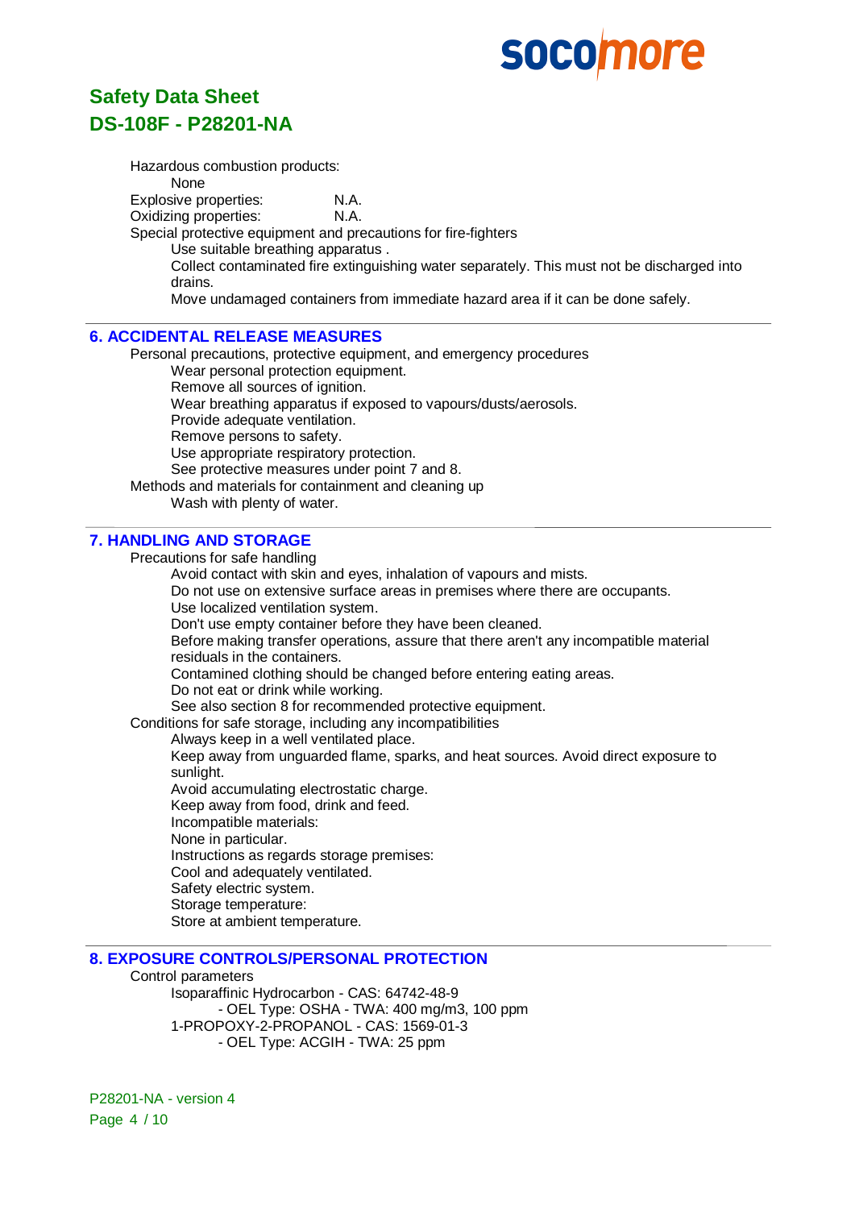Hazardous combustion products:

None

Explosive properties: N.A.

Oxidizing properties: N.A.

Special protective equipment and precautions for fire-fighters

Use suitable breathing apparatus .

Collect contaminated fire extinguishing water separately. This must not be discharged into drains.

Move undamaged containers from immediate hazard area if it can be done safely.

## 6. ACCIDENTAL RELEASE MEASURES

Personal precautions, protective equipment, and emergency procedures

Wear personal protection equipment.

Remove all sources of ignition.

Wear breathing apparatus if exposed to vapours/dusts/aerosols.

Provide adequate ventilation.

Remove persons to safety.

Use appropriate respiratory protection.

See protective measures under point 7 and 8.

Methods and materials for containment and cleaning up

Wash with plenty of water.

## 7. HANDLING AND STORAGE

Precautions for safe handling

Avoid contact with skin and eyes, inhalation of vapours and mists.

Do not use on extensive surface areas in premises where there are occupants.

Use localized ventilation system.

Don't use empty container before they have been cleaned.

Before making transfer operations, assure that there aren't any incompatible material residuals in the containers.

Contamined clothing should be changed before entering eating areas.

Do not eat or drink while working.

See also section 8 for recommended protective equipment.

Conditions for safe storage, including any incompatibilities

Always keep in a well ventilated place.

Keep away from unguarded flame, sparks, and heat sources. Avoid direct exposure to sunlight.

Avoid accumulating electrostatic charge.

Keep away from food, drink and feed.

Incompatible materials:

None in particular.

Instructions as regards storage premises:

Cool and adequately ventilated.

Safety electric system.

Storage temperature:

Store at ambient temperature.

## 8. EXPOSURE CONTROLS/PERSONAL PROTECTION

Control parameters

Isoparaffinic Hydrocarbon - CAS: 64742-48-9

- OEL Type: OSHA - TWA: 400 mg/m3, 100 ppm

1-PROPOXY-2-PROPANOL - CAS: 1569-01-3

- OEL Type: ACGIH - TWA: 25 ppm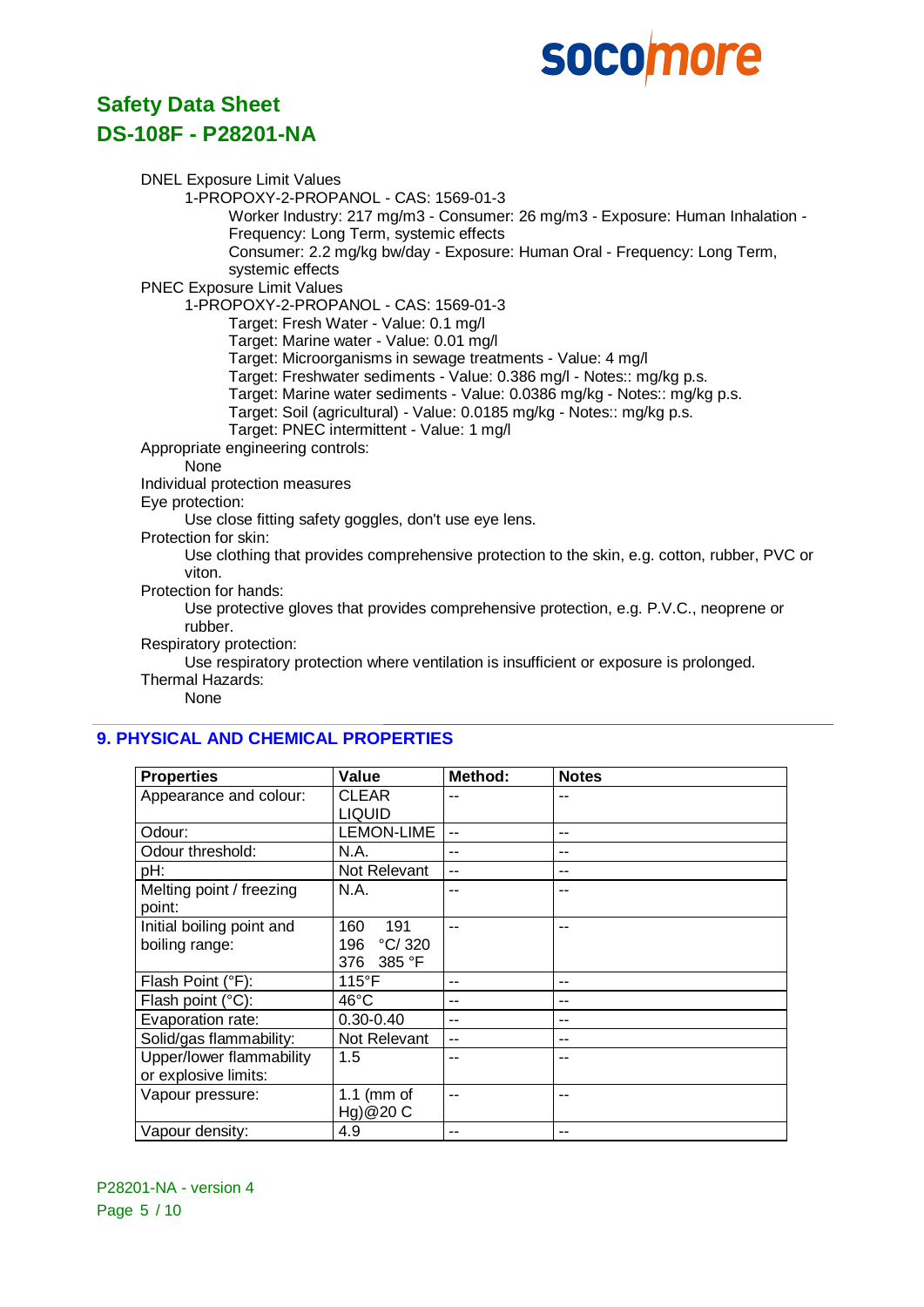DNEL Exposure Limit Values

1-PROPOXY-2-PROPANOL - CAS: 1569-01-3

Worker Industry: 217 mg/m3 - Consumer: 26 mg/m3 - Exposure: Human Inhalation - Frequency: Long Term, systemic effects

Consumer: 2.2 mg/kg bw/day - Exposure: Human Oral - Frequency: Long Term, systemic effects

PNEC Exposure Limit Values

1-PROPOXY-2-PROPANOL - CAS: 1569-01-3

Target: Fresh Water - Value: 0.1 mg/l

Target: Marine water - Value: 0.01 mg/l

Target: Microorganisms in sewage treatments - Value: 4 mg/l

Target: Freshwater sediments - Value: 0.386 mg/l - Notes:: mg/kg p.s.

Target: Marine water sediments - Value: 0.0386 mg/kg - Notes:: mg/kg p.s.

Target: Soil (agricultural) - Value: 0.0185 mg/kg - Notes:: mg/kg p.s.

Target: PNEC intermittent - Value: 1 mg/l

Appropriate engineering controls:

None

Individual protection measures

Eye protection:

Use close fitting safety goggles, don't use eye lens.

Protection for skin:

Use clothing that provides comprehensive protection to the skin, e.g. cotton, rubber, PVC or viton.

Protection for hands:

Use protective gloves that provides comprehensive protection, e.g. P.V.C., neoprene or rubber.

Respiratory protection:

Use respiratory protection where ventilation is insufficient or exposure is prolonged.

Thermal Hazards:

None

## 9. PHYSICAL AND CHEMICAL PROPERTIES

| Properties | Value | Method: | Notes |
|---|---|---|---|
| Appearance and colour: | CLEAR LIQUID | -- | -- |
| Odour: | LEMON-LIME | -- | -- |
| Odour threshold: | N.A. | -- | -- |
| pH: | Not Relevant | -- | -- |
| Melting point / freezing point: | N.A. | -- | -- |
| Initial boiling point and boiling range: | 160 191 196 °C/ 320 376 385 °F | -- | -- |
| Flash Point (°F): | 115°F | -- | -- |
| Flash point (°C): | 46°C | -- | -- |
| Evaporation rate: | 0.30-0.40 | -- | -- |
| Solid/gas flammability: | Not Relevant | -- | -- |
| Upper/lower flammability or explosive limits: | 1.5 | -- | -- |
| Vapour pressure: | 1.1 (mm of Hg)@20 C | -- | -- |
| Vapour density: | 4.9 | -- | -- |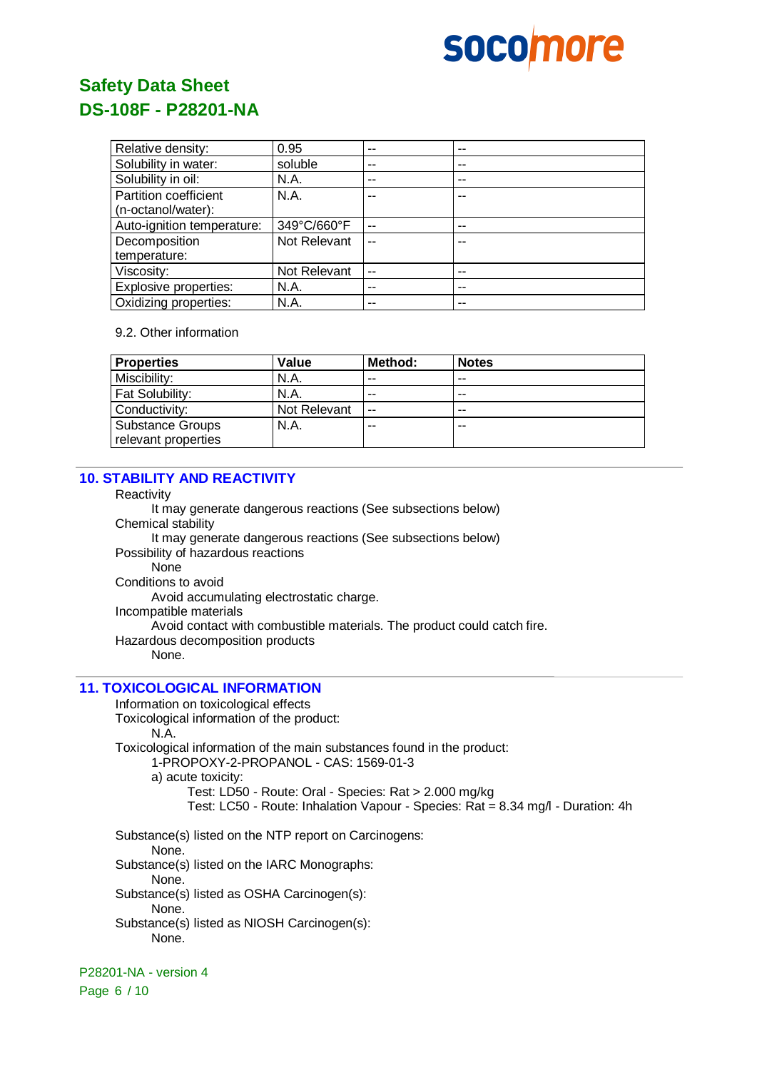| Relative density: | 0.95 | -- | -- |
|---|---|---|---|
| Solubility in water: | soluble | -- | -- |
| Solubility in oil: | N.A. | -- | -- |
| Partition coefficient (n-octanol/water): | N.A. | -- | -- |
| Auto-ignition temperature: | 349°C/660°F | -- | -- |
| Decomposition temperature: | Not Relevant | -- | -- |
| Viscosity: | Not Relevant | -- | -- |
| Explosive properties: | N.A. | -- | -- |
| Oxidizing properties: | N.A. | -- | -- |

9.2. Other information

| Properties | Value | Method: | Notes |
|---|---|---|---|
| Miscibility: | N.A. | -- | -- |
| Fat Solubility: | N.A. | -- | -- |
| Conductivity: | Not Relevant | -- | -- |
| Substance Groups relevant properties | N.A. | -- | -- |

## 10. STABILITY AND REACTIVITY

Reactivity
It may generate dangerous reactions (See subsections below)

Chemical stability
It may generate dangerous reactions (See subsections below)

Possibility of hazardous reactions
None

Conditions to avoid
Avoid accumulating electrostatic charge.

Incompatible materials
Avoid contact with combustible materials. The product could catch fire.

Hazardous decomposition products
None.

## 11. TOXICOLOGICAL INFORMATION

Information on toxicological effects

Toxicological information of the product:
N.A.

Toxicological information of the main substances found in the product:
1-PROPOXY-2-PROPANOL - CAS: 1569-01-3
a) acute toxicity:
Test: LD50 - Route: Oral - Species: Rat > 2.000 mg/kg
Test: LC50 - Route: Inhalation Vapour - Species: Rat = 8.34 mg/l - Duration: 4h

Substance(s) listed on the NTP report on Carcinogens:
None.

Substance(s) listed on the IARC Monographs:
None.

Substance(s) listed as OSHA Carcinogen(s):
None.

Substance(s) listed as NIOSH Carcinogen(s):
None.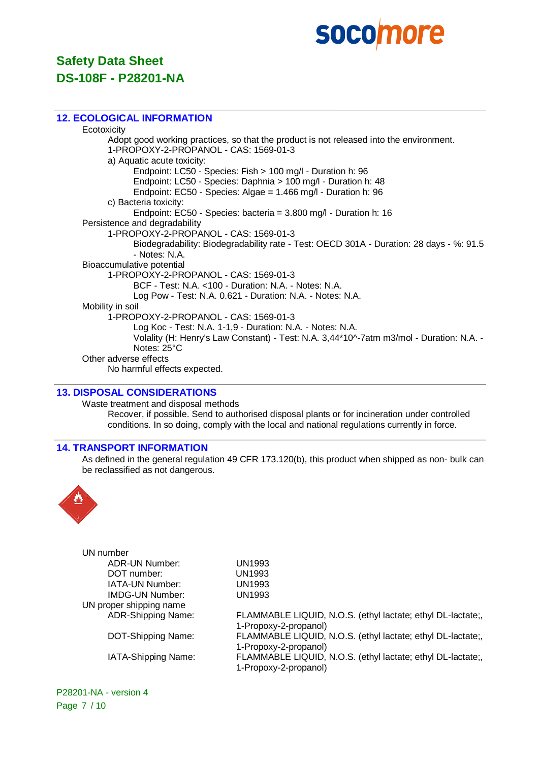## 12. ECOLOGICAL INFORMATION

Ecotoxicity

Adopt good working practices, so that the product is not released into the environment.

1-PROPOXY-2-PROPANOL - CAS: 1569-01-3

a) Aquatic acute toxicity:

Endpoint: LC50 - Species: Fish > 100 mg/l - Duration h: 96

Endpoint: LC50 - Species: Daphnia > 100 mg/l - Duration h: 48

Endpoint: EC50 - Species: Algae = 1.466 mg/l - Duration h: 96

c) Bacteria toxicity:

Endpoint: EC50 - Species: bacteria = 3.800 mg/l - Duration h: 16

Persistence and degradability

1-PROPOXY-2-PROPANOL - CAS: 1569-01-3

Biodegradability: Biodegradability rate - Test: OECD 301A - Duration: 28 days - %: 91.5 - Notes: N.A.

Bioaccumulative potential

1-PROPOXY-2-PROPANOL - CAS: 1569-01-3

BCF - Test: N.A. <100 - Duration: N.A. - Notes: N.A.

Log Pow - Test: N.A. 0.621 - Duration: N.A. - Notes: N.A.

Mobility in soil

1-PROPOXY-2-PROPANOL - CAS: 1569-01-3

Log Koc - Test: N.A. 1-1,9 - Duration: N.A. - Notes: N.A.

Volality (H: Henry's Law Constant) - Test: N.A. 3,44*10^-7atm m3/mol - Duration: N.A. - Notes: 25°C

Other adverse effects

No harmful effects expected.

## 13. DISPOSAL CONSIDERATIONS

Waste treatment and disposal methods

Recover, if possible. Send to authorised disposal plants or for incineration under controlled conditions. In so doing, comply with the local and national regulations currently in force.

## 14. TRANSPORT INFORMATION

As defined in the general regulation 49 CFR 173.120(b), this product when shipped as non- bulk can be reclassified as not dangerous.

UN number

| | |
|---|---|
| ADR-UN Number: | UN1993 |
| DOT number: | UN1993 |
| IATA-UN Number: | UN1993 |
| IMDG-UN Number: | UN1993 |

UN proper shipping name

| | |
|---|---|
| ADR-Shipping Name: | FLAMMABLE LIQUID, N.O.S. (ethyl lactate; ethyl DL-lactate;, 1-Propoxy-2-propanol) |
| DOT-Shipping Name: | FLAMMABLE LIQUID, N.O.S. (ethyl lactate; ethyl DL-lactate;, 1-Propoxy-2-propanol) |
| IATA-Shipping Name: | FLAMMABLE LIQUID, N.O.S. (ethyl lactate; ethyl DL-lactate;, 1-Propoxy-2-propanol) |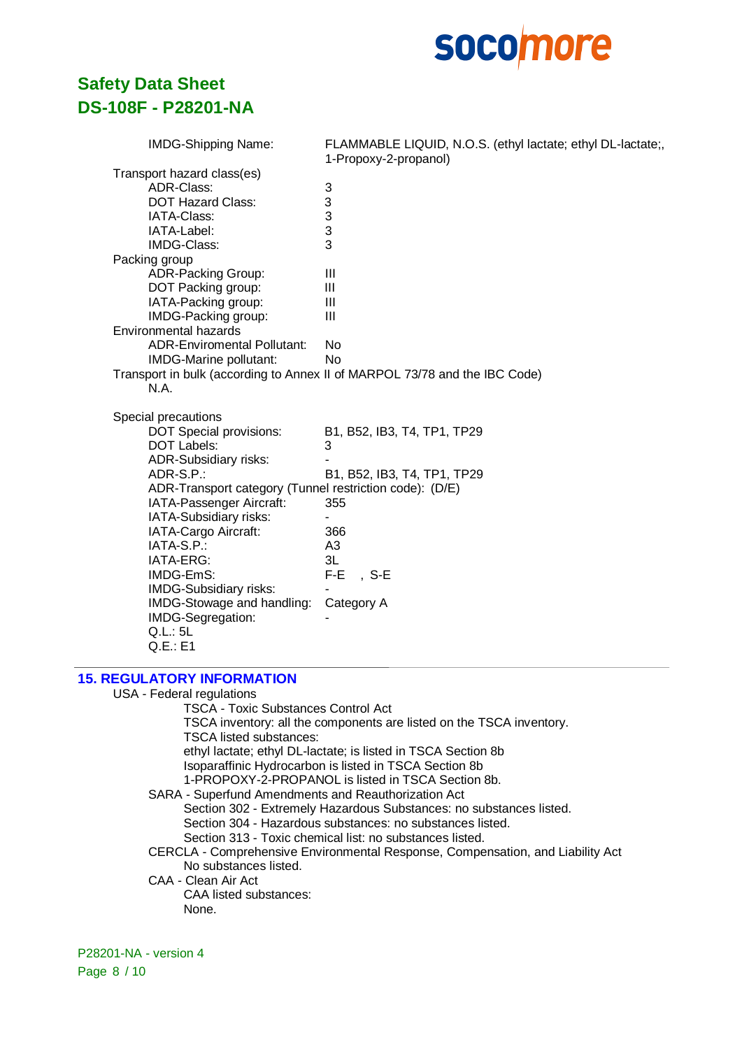IMDG-Shipping Name: FLAMMABLE LIQUID, N.O.S. (ethyl lactate; ethyl DL-lactate;, 1-Propoxy-2-propanol)

Transport hazard class(es)

- ADR-Class: 3
- DOT Hazard Class: 3
- IATA-Class: 3
- IATA-Label: 3
- IMDG-Class: 3

Packing group

- ADR-Packing Group: III
- DOT Packing group: III
- IATA-Packing group: III
- IMDG-Packing group: III

Environmental hazards

- ADR-Enviromental Pollutant: No
- IMDG-Marine pollutant: No

Transport in bulk (according to Annex II of MARPOL 73/78 and the IBC Code)

N.A.

Special precautions

- DOT Special provisions: B1, B52, IB3, T4, TP1, TP29
- DOT Labels: 3
- ADR-Subsidiary risks: -
- ADR-S.P.: B1, B52, IB3, T4, TP1, TP29
- ADR-Transport category (Tunnel restriction code): (D/E)
- IATA-Passenger Aircraft: 355
- IATA-Subsidiary risks: -
- IATA-Cargo Aircraft: 366
- IATA-S.P.: A3
- IATA-ERG: 3L
- IMDG-EmS: F-E , S-E
- IMDG-Subsidiary risks: -
- IMDG-Stowage and handling: Category A
- IMDG-Segregation: -
- Q.L.: 5L
- Q.E.: E1

## 15. REGULATORY INFORMATION

USA - Federal regulations

TSCA - Toxic Substances Control Act

TSCA inventory: all the components are listed on the TSCA inventory.

TSCA listed substances:

ethyl lactate; ethyl DL-lactate; is listed in TSCA Section 8b

Isoparaffinic Hydrocarbon is listed in TSCA Section 8b

1-PROPOXY-2-PROPANOL is listed in TSCA Section 8b.

SARA - Superfund Amendments and Reauthorization Act

Section 302 - Extremely Hazardous Substances: no substances listed.

Section 304 - Hazardous substances: no substances listed.

Section 313 - Toxic chemical list: no substances listed.

CERCLA - Comprehensive Environmental Response, Compensation, and Liability Act

No substances listed.

CAA - Clean Air Act

CAA listed substances:

None.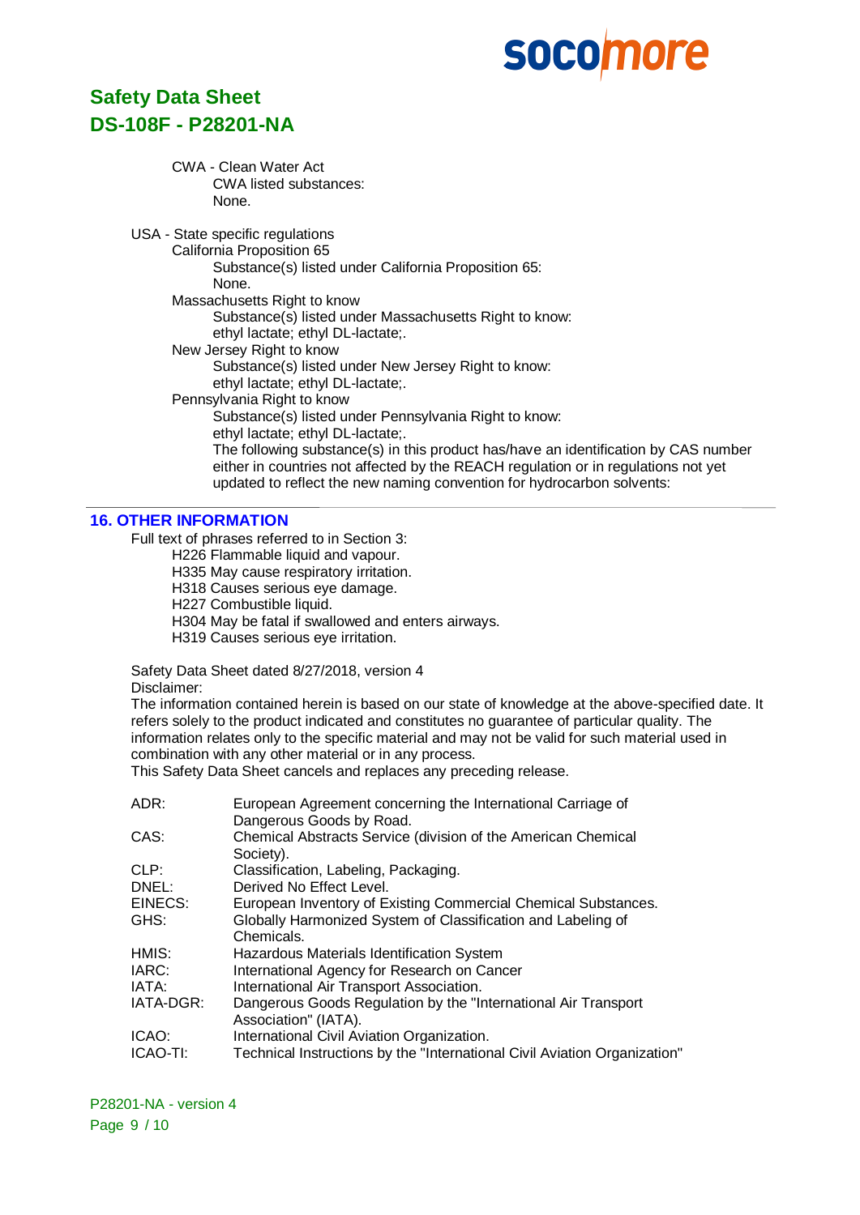CWA - Clean Water Act

CWA listed substances:

None.

USA - State specific regulations

California Proposition 65

Substance(s) listed under California Proposition 65:

None.

Massachusetts Right to know

Substance(s) listed under Massachusetts Right to know:

ethyl lactate; ethyl DL-lactate;.

New Jersey Right to know

Substance(s) listed under New Jersey Right to know:

ethyl lactate; ethyl DL-lactate;.

Pennsylvania Right to know

Substance(s) listed under Pennsylvania Right to know:

ethyl lactate; ethyl DL-lactate;.

The following substance(s) in this product has/have an identification by CAS number either in countries not affected by the REACH regulation or in regulations not yet updated to reflect the new naming convention for hydrocarbon solvents:

## 16. OTHER INFORMATION

Full text of phrases referred to in Section 3:

- H226 Flammable liquid and vapour.
- H335 May cause respiratory irritation.
- H318 Causes serious eye damage.
- H227 Combustible liquid.
- H304 May be fatal if swallowed and enters airways.
- H319 Causes serious eye irritation.

Safety Data Sheet dated 8/27/2018, version 4

Disclaimer:

The information contained herein is based on our state of knowledge at the above-specified date. It refers solely to the product indicated and constitutes no guarantee of particular quality. The information relates only to the specific material and may not be valid for such material used in combination with any other material or in any process.

This Safety Data Sheet cancels and replaces any preceding release.

| | |
|---|---|
| ADR: | European Agreement concerning the International Carriage of Dangerous Goods by Road. |
| CAS: | Chemical Abstracts Service (division of the American Chemical Society). |
| CLP: | Classification, Labeling, Packaging. |
| DNEL: | Derived No Effect Level. |
| EINECS: | European Inventory of Existing Commercial Chemical Substances. |
| GHS: | Globally Harmonized System of Classification and Labeling of Chemicals. |
| HMIS: | Hazardous Materials Identification System |
| IARC: | International Agency for Research on Cancer |
| IATA: | International Air Transport Association. |
| IATA-DGR: | Dangerous Goods Regulation by the "International Air Transport Association" (IATA). |
| ICAO: | International Civil Aviation Organization. |
| ICAO-TI: | Technical Instructions by the "International Civil Aviation Organization" |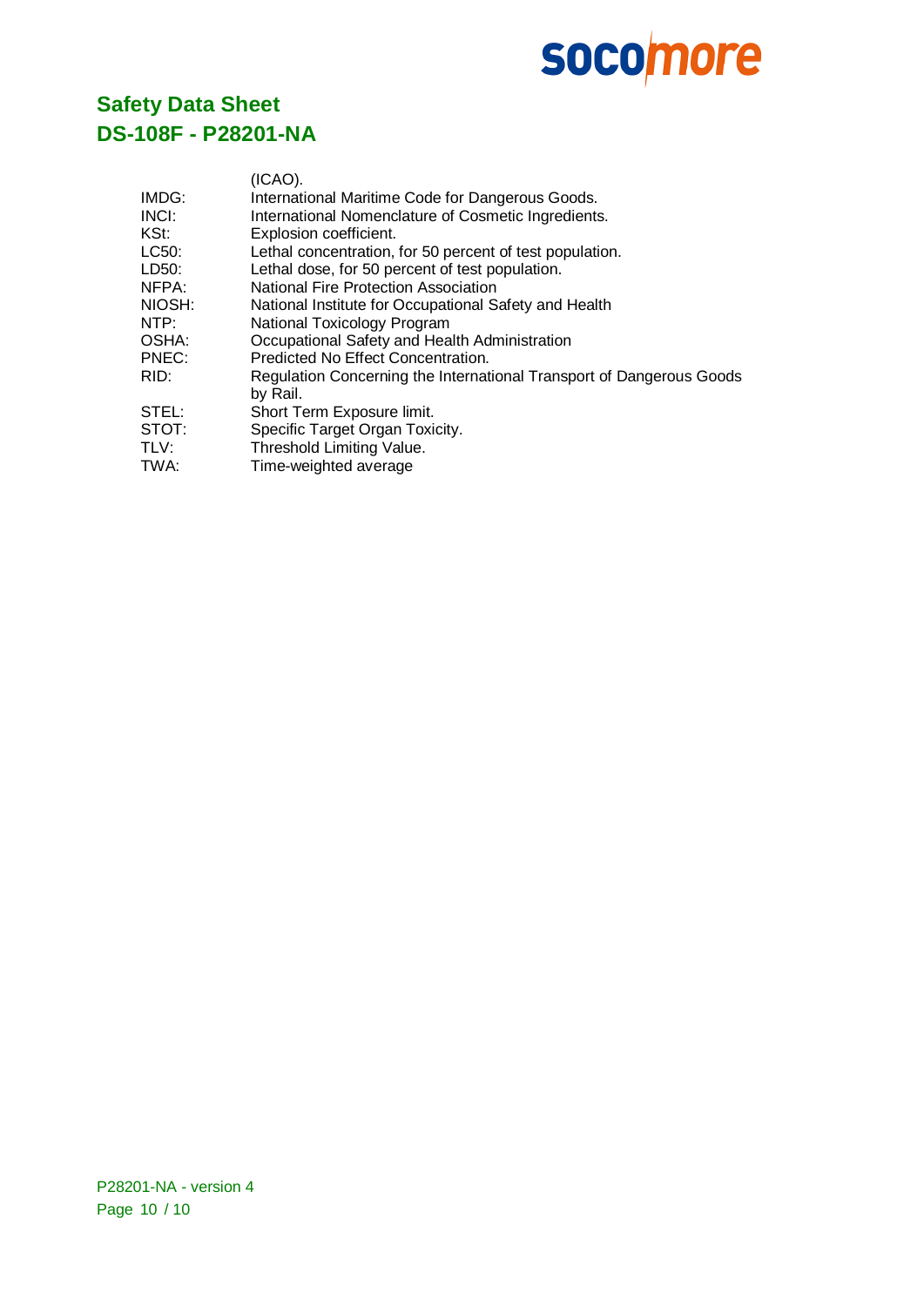| | |
|---|---|
| | (ICAO). |
| IMDG: | International Maritime Code for Dangerous Goods. |
| INCI: | International Nomenclature of Cosmetic Ingredients. |
| KSt: | Explosion coefficient. |
| LC50: | Lethal concentration, for 50 percent of test population. |
| LD50: | Lethal dose, for 50 percent of test population. |
| NFPA: | National Fire Protection Association |
| NIOSH: | National Institute for Occupational Safety and Health |
| NTP: | National Toxicology Program |
| OSHA: | Occupational Safety and Health Administration |
| PNEC: | Predicted No Effect Concentration. |
| RID: | Regulation Concerning the International Transport of Dangerous Goods by Rail. |
| STEL: | Short Term Exposure limit. |
| STOT: | Specific Target Organ Toxicity. |
| TLV: | Threshold Limiting Value. |
| TWA: | Time-weighted average |